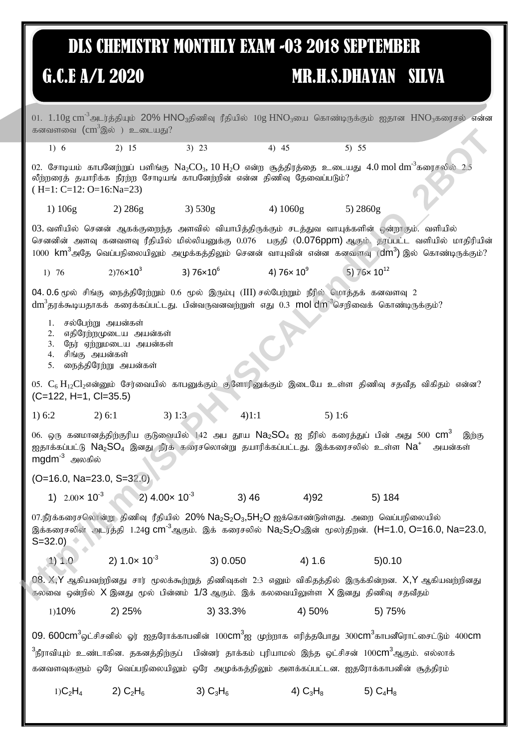# DLS CHEMISTRY MONTHLY EXAM -03 2018 SEPTEMBER

## G.C.E A/L 2020 MR.H.S.DHAYAN SILVA

01. 1.10g $cm^{-3}$அடர்த்தியும் 20% $HNO_3$திணிவு ரீதியில் 10g $HNO_3$யை கொண்டிருக்கும் ஐதான $HNO_3$கரைசல் என்ன கனவளவை ($cm^3$இல் ) உடையது?

1) 6 2) 15 3) 23 4) 45 5) 55

02. சோடியம் காபனேற்றுப் பளிங்கு $Na_2CO_3$, 10 $H_2O$ என்ற சூத்திரத்தை உடையது 4.0 mol $dm^{-3}$கரைசலில் 2.5 லீற்றரைத் தயாரிக்க நீரற்ற சோடியங் காபனேற்றின் என்ன திணிவு தேவைப்படும்?
( H=1: C=12: O=16:Na=23)

1) 106g 2) 286g 3) 530g 4) 1060g 5) 2860g

03. வளியில் செனன் ஆகக்குறைந்த அளவில் வியாபித்திருக்கும் சடத்துவ வாயுக்களின் ஒன்றாகும். வளியில் செனனின் அளவு கனவளவு ரீதியில் மில்லியனுக்கு 0.076 பகுதி (0.076ppm) ஆகும். தரப்பட்ட வளியில் மாதிரியின் 1000 $km^3$அதே வெப்பநிலையிலும் அமுக்கத்திலும் செனன் வாயுவின் என்ன கனவளவு ($dm^3$) இல் கொண்டிருக்கும்?

1) 76 2)$76\times10^3$ 3) $76\times10^6$ 4) $76\times10^9$ 5) $76\times10^{12}$

04. 0.6 மூல் சிங்கு நைத்திரேற்றும் 0.6 மூல் இரும்பு (III) சல்பேற்றும் நீரில் மொத்தக் கனவளவு 2 $dm^3$தரக்கூடியதாகக் கரைக்கப்பட்டது. பின்வருவனவற்றுள் எது 0.3 mol $dm^{-3}$செறிவைக் கொண்டிருக்கும்?

1. சல்பேற்று அயன்கள்
2. எதிரேற்றமுடைய அயன்கள்
3. நேர் ஏற்றுமடைய அயன்கள்
4. சிங்கு அயன்கள்
5. நைத்திரேற்று அயன்கள்

05. $C_6H_{12}Cl_2$என்னும் சேர்வையில் காபனுக்கும் குளோரினுக்கும் இடையே உள்ள திணிவு சதவீத விகிதம் என்ன? (C=122, H=1, Cl=35.5)

1) 6:2 2) 6:1 3) 1:3 4)1:1 5) 1:6

06. ஒரு கனமானத்திற்குரிய குடுவையில் 142 அப தூய $Na_2SO_4$ ஐ நீரில் கரைத்துப் பின் அது 500 $cm^3$ இற்கு ஐதாக்கப்பட்டு $Na_2SO_4$ இனது நீர்க் கரைசலொன்று தயாரிக்கப்பட்டது. இக்கரைசலில் உள்ள $Na^+$ அயன்கள் $mgdm^{-3}$ அலகில்

(O=16.0, Na=23.0, S=32.0)

1) $2.00\times10^{-3}$ 2) $4.00\times10^{-3}$ 3) 46 4)92 5) 184

07.நீர்க்கரைசலொன்று திணிவு ரீதியில் 20% $Na_2S_2O_3$,5$H_2O$ ஐக்கொண்டுள்ளது. அறை வெப்பநிலையில் இக்கரைசலின் அடர்த்தி 1.24g $cm^{-3}$ஆகும். இக் கரைசலில் $Na_2S_2O_3$இன் மூலர்திறன். (H=1.0, O=16.0, Na=23.0, S=32.0)

1) 1.0 2) $1.0\times10^{-3}$ 3) 0.050 4) 1.6 5)0.10

08. X,Y ஆகியவற்றினது சார் மூலக்கூற்றுத் திணிவுகள் 2:3 எனும் விகிதத்தில் இருக்கின்றன. X,Y ஆகியவற்றினது கலவை ஒன்றில் X இனது மூல் பின்னம் 1/3 ஆகும். இக் கலவையிலுள்ள X இனது திணிவு சதவீதம்

1)10% 2) 25% 3) 33.3% 4) 50% 5) 75%

09. 600$cm^3$ஒட்சிசனில் ஓர் ஐதரோக்காபனின் 100$cm^3$ஐ முற்றாக எரித்தபோது 300$cm^3$காபனீரொட்சைட்டும் 400$cm^3$நீராவியும் உண்டாகின. தகனத்திற்குப் பின்னர் தாக்கம் புரியாமல் இந்த ஒட்சிசன் 100$cm^3$ஆகும். எல்லாக் கனவளவுகளும் ஒரே வெப்பநிலையிலும் ஒரே அமுக்கத்திலும் அளக்கப்பட்டன. ஐதரோக்காபனின் சூத்திரம்

1)$C_2H_4$ 2) $C_2H_6$ 3) $C_3H_6$ 4) $C_3H_8$ 5) $C_4H_8$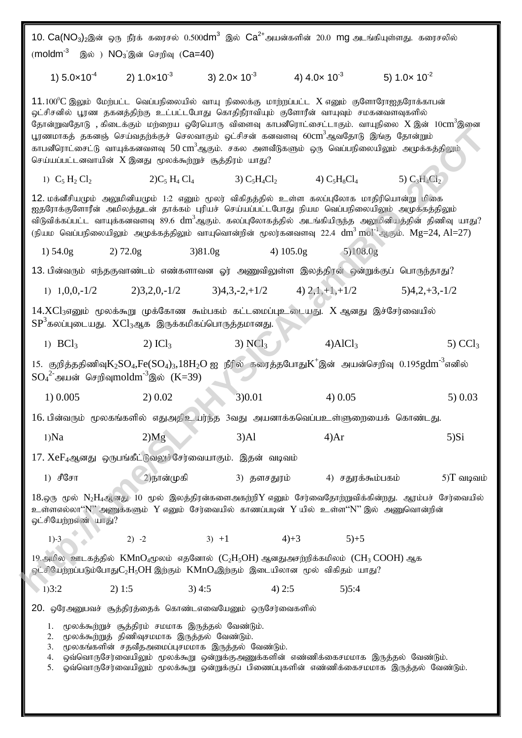10. $Ca(NO_3)_2$இன் ஒரு நீர்க் கரைசல் 0.500$dm^3$ இல் $Ca^{2+}$அயன்களின் 20.0 mg அடங்கியுள்ளது. கரைசலில் ($moldm^{-3}$ இல் ) $NO_3^-$இன் செறிவு (Ca=40)

1) $5.0\times10^{-4}$ 2) $1.0\times10^{-3}$ 3) $2.0\times 10^{-3}$ 4) $4.0\times 10^{-3}$ 5) $1.0\times 10^{-2}$

11. $100^0C$ இலும் மேற்பட்ட வெப்பநிலையில் வாயு நிலைக்கு மாற்றப்பட்ட X எனும் குளோரோஐதரோக்காபன் ஒட்சிசனில் பூரண தகனத்திற்கு உட்பட்டபோது கொதிநீராவியும் குளோரீன் வாயுவும் சமகனவளவுகளில் தோன்றுவதோடு , கிடைக்கும் மற்றைய ஒரேயொரு விளைவு காபனீரொட்சைட்டாகும். வாயுநிலை X இன் 10$cm^3$இனை பூரணமாகத் தகனஞ் செய்வதற்குச் செலவாகும் ஒட்சிசன் கனவளவு 60$cm^3$ஆவதோடு இங்கு தோன்றும் காபனீரொட்சைட்டு வாயுக்கனவளவு 50 $cm^3$ஆகும். சகல அளவீடுகளும் ஒரு வெப்பநிலையிலும் அமுக்கத்திலும் செய்யப்பட்டனவாயின் X இனது மூலக்கூற்றுச் சூத்திரம் யாது?

1) $C_5H_2Cl_2$ 2) $C_5H_4Cl_4$ 3) $C_5H_4Cl_2$ 4) $C_5H_8Cl_4$ 5) $C_3H_4Cl_2$

12. மக்னீசியமும் அலுமினியமும் 1:2 எனும் மூலர் விகிதத்தில் உள்ள கலப்புலோக மாதிரியொன்று மிகை ஐதரோக்குளோரீன் அமிலத்துடன் தாக்கம் புரியச் செய்யப்பட்டபோது நியம வெப்பநிலையிலும் அமுக்கத்திலும் விடுவிக்கப்பட்ட வாயுக்கனவளவு 89.6 $dm^3$ஆகும். கலப்புலோகத்தில் அடங்கியிருந்த அலுமினியத்தின் திணிவு யாது? (நியம வெப்பநிலையிலும் அமுக்கத்திலும் வாயுவொன்றின் மூலர்கனவளவு 22.4 $dm^3\ mol^{-1}$ஆகும். Mg=24, Al=27)

1) 54.0g 2) 72.0g 3) 81.0g 4) 105.0g 5) 108.0g

13. பின்வரும் எந்தகுவாண்டம் எண்களாவன ஓர் அணுவிலுள்ள இலத்திரன் ஒன்றுக்குப் பொருந்தாது?

1) 1,0,0,-1/2 2) 3,2,0,-1/2 3) 4,3,-2,+1/2 4) 2,1,+1,+1/2 5) 4,2,+3,-1/2

14. $XCl_3$எனும் மூலக்கூறு முக்கோண கூம்பகம் கட்டமைப்புஉடையது. X ஆனது இச்சேர்வையில் $SP^3$கலப்புடையது. $XCl_3$ஆக இருக்கமிகப்பொருத்தமானது.

1) $BCl_3$ 2) $ICl_3$ 3) $NCl_3$ 4) $AlCl_3$ 5) $CCl_3$

15. குறித்ததிணிவு$K_2SO_4,Fe(SO_4)_3,18H_2O$ ஐ நீரில் கரைத்தபோது$K^+$இன் அயன்செறிவு 0.195$gdm^{-3}$எனில் $SO_4^{2-}$அயன் செறிவு$moldm^{-3}$இல் (K=39)

1) 0.005 2) 0.02 3) 0.01 4) 0.05 5) 0.03

16. பின்வரும் மூலகங்களில் எதுஅதிஉயர்ந்த 3வது அயனாக்கவெப்பஉள்ளுறையைக் கொண்டது.

1) Na 2) Mg 3) Al 4) Ar 5) Si

17. $XeF_4$ஆனது ஒருபங்கீட்டுவலுச்சேர்வையாகும். இதன் வடிவம்

1) சீசோ 2) நான்முகி 3) தளசதுரம் 4) சதுரக்கூம்பகம் 5) T வடிவம்

18. ஒரு மூல் $N_2H_4$ஆனது 10 மூல் இலத்திரன்களைஅகற்றிY எனும் சேர்வைதோற்றுவிக்கின்றது. ஆரம்பச் சேர்வையில் உள்ளஎல்லா"N" அணுக்களும் Y எனும் சேர்வையில் காணப்படின் Y யில் உள்ள"N" இல் அணுவொன்றின் ஒட்சியேற்றஎண் யாது?

1) -3 2) -2 3) +1 4) +3 5) +5

19. அமில ஊடகத்தில் $KMnO_4$மூலம் எதனோல் ($C_2H_5OH$) ஆனதுஅசற்றிக்கமிலம் ($CH_3COOH$) ஆக ஒட்சியேற்றப்படும்போது$C_2H_5OH$ இற்கும் $KMnO_4$இற்கும் இடையிலான மூல் விகிதம் யாது?

1) 3:2 2) 1:5 3) 4:5 4) 2:5 5) 5:4

20. ஒரேஅனுபவச் சூத்திரத்தைக் கொண்டஎவையேனும் ஒருசேர்வைகளில்

1. மூலக்கூற்றுச் சூத்திரம் சமமாக இருத்தல் வேண்டும்.
2. மூலக்கூற்றுத் திணிவுசமமாக இருத்தல் வேண்டும்.
3. மூலகங்களின் சதவீதஅமைப்புசமமாக இருத்தல் வேண்டும்.
4. ஒவ்வொருசேர்வையிலும் மூலக்கூறு ஒன்றுக்குஅணுக்களின் எண்ணிக்கைசமமாக இருத்தல் வேண்டும்.
5. ஒவ்வொருசேர்வையிலும் மூலக்கூறு ஒன்றுக்குப் பிணைப்புகளின் எண்ணிக்கைசமமாக இருத்தல் வேண்டும்.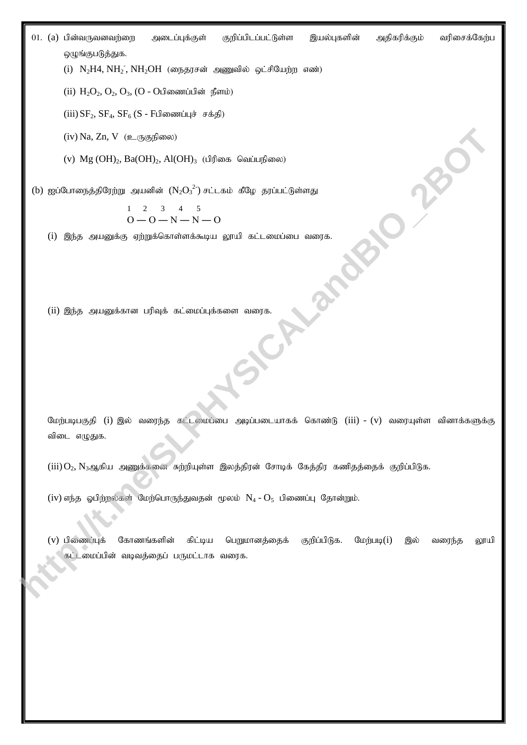01\. (a) பின்வருவனவற்றை அடைப்புக்குள் குறிப்பிடப்பட்டுள்ள இயல்புகளின் அதிகரிக்கும் வரிசைக்கேற்ப ஒழுங்குபடுத்துக.

(i) $N_2H4$, $NH_2^-$, $NH_2OH$ (நைதரசன் அணுவில் ஒட்சியேற்ற எண்)

(ii) $H_2O_2$, $O_2$, $O_3$, (O - Oபிணைப்பின் நீளம்)

(iii) $SF_2$, $SF_4$, $SF_6$ (S - Fபிணைப்புச் சக்தி)

(iv) Na, Zn, V (உருகுநிலை)

(v) $Mg(OH)_2$, $Ba(OH)_2$, $Al(OH)_3$ (பிரிகை வெப்பநிலை)

(b) ஐப்போநைத்திரேற்று அயனின் ($N_2O_3^{2-}$) சட்டகம் கீழே தரப்பட்டுள்ளது

```
1   2   3   4   5
O — O — N — N — O
```

(i) இந்த அயனுக்கு ஏற்றுக்கொள்ளக்கூடிய லூயி கட்டமைப்பை வரைக.

(ii) இந்த அயனுக்கான பரிவுக் கட்மைப்புக்களை வரைக.

மேற்படிபகுதி (i) இல் வரைந்த கட்டமைப்பை அடிப்படையாகக் கொண்டு (iii) - (v) வரையுள்ள வினாக்களுக்கு விடை எழுதுக.

(iii) $O_2$, $N_3$ஆகிய அணுக்களை சுற்றியுள்ள இலத்திரன் சோடிக் கேத்திர கணிதத்தைக் குறிப்பிடுக.

(iv) எந்த ஓபிற்றல்கள் மேற்பொருந்துவதன் மூலம் $N_4 - O_5$ பிணைப்பு தோன்றும்.

(v) பிணைப்புக் கோணங்களின் கிட்டிய பெறுமானத்தைக் குறிப்பிடுக. மேற்படி(i) இல் வரைந்த லூயி கட்டமைப்பின் வடிவத்தைப் பருமட்டாக வரைக.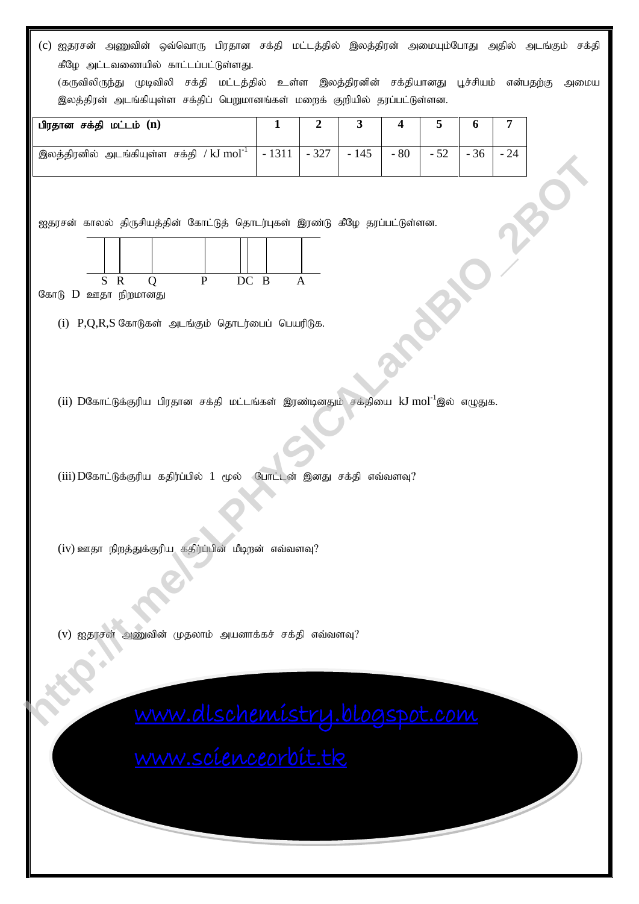(c) ஐதரசன் அணுவின் ஒவ்வொரு பிரதான சக்தி மட்டத்தில் இலத்திரன் அமையும்போது அதில் அடங்கும் சக்தி கீழே அட்டவணையில் காட்டப்பட்டுள்ளது.

(கருவிலிருந்து முடிவிலி சக்தி மட்டத்தில் உள்ள இலத்திரனின் சக்தியானது பூச்சியம் என்பதற்கு அமைய இலத்திரன் அடங்கியுள்ள சக்திப் பெறுமானங்கள் மறைக் குறியில் தரப்பட்டுள்ளன.

| பிரதான சக்தி மட்டம் (n) | 1 | 2 | 3 | 4 | 5 | 6 | 7 |
|---|---|---|---|---|---|---|---|
| இலத்திரனில் அடங்கியுள்ள சக்தி / $kJ\ mol^{-1}$ | - 1311 | - 327 | - 145 | - 80 | - 52 | - 36 | - 24 |

ஐதரசன் காலல் திருசியத்தின் கோட்டுத் தொடர்புகள் இரண்டு கீழே தரப்பட்டுள்ளன.

S R Q P DC B A

கோடு D ஊதா நிறமானது

(i) P,Q,R,S கோடுகள் அடங்கும் தொடர்பைப் பெயரிடுக.

(ii) Dகோட்டுக்குரிய பிரதான சக்தி மட்டங்கள் இரண்டினதும் சக்தியை $kJ\ mol^{-1}$இல் எழுதுக.

(iii) Dகோட்டுக்குரிய கதிர்ப்பில் 1 மூல் போட்டன் இனது சக்தி எவ்வளவு?

(iv) ஊதா நிறத்துக்குரிய கதிர்ப்பின் மீடிறன் எவ்வளவு?

(v) ஐதரசன் அணுவின் முதலாம் அயனாக்கச் சக்தி எவ்வளவு?

www.dlschemistry.blogspot.com

www.scienceorbit.tk